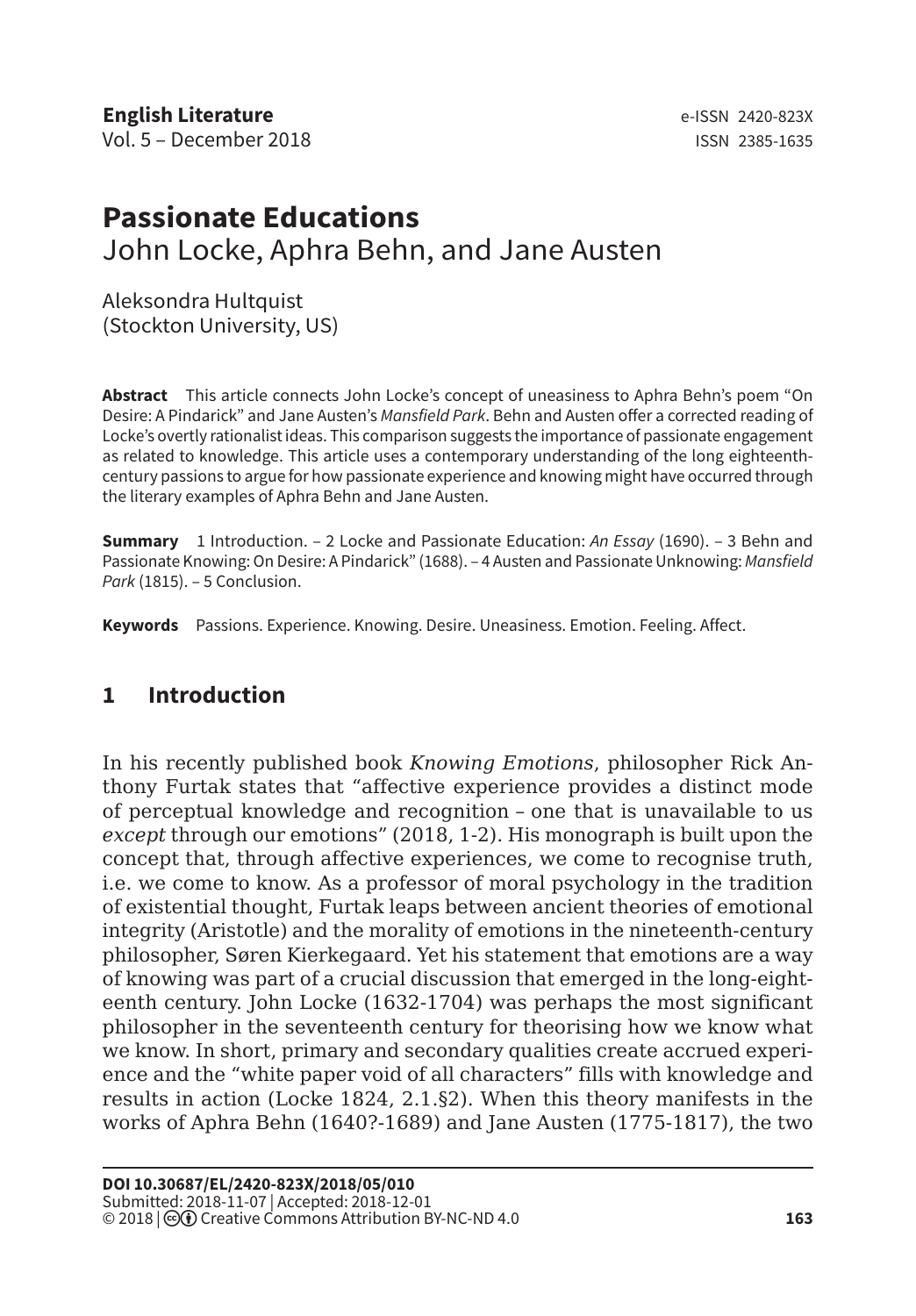# Passionate Educations
## John Locke, Aphra Behn, and Jane Austen

Aleksondra Hultquist
(Stockton University, US)

**Abstract** This article connects John Locke's concept of uneasiness to Aphra Behn's poem "On Desire: A Pindarick" and Jane Austen's *Mansfield Park*. Behn and Austen offer a corrected reading of Locke's overtly rationalist ideas. This comparison suggests the importance of passionate engagement as related to knowledge. This article uses a contemporary understanding of the long eighteenth-century passions to argue for how passionate experience and knowing might have occurred through the literary examples of Aphra Behn and Jane Austen.

**Summary** 1 Introduction. – 2 Locke and Passionate Education: *An Essay* (1690). – 3 Behn and Passionate Knowing: On Desire: A Pindarick" (1688). – 4 Austen and Passionate Unknowing: *Mansfield Park* (1815). – 5 Conclusion.

**Keywords** Passions. Experience. Knowing. Desire. Uneasiness. Emotion. Feeling. Affect.

## 1 Introduction

In his recently published book *Knowing Emotions*, philosopher Rick Anthony Furtak states that "affective experience provides a distinct mode of perceptual knowledge and recognition – one that is unavailable to us *except* through our emotions" (2018, 1-2). His monograph is built upon the concept that, through affective experiences, we come to recognise truth, i.e. we come to know. As a professor of moral psychology in the tradition of existential thought, Furtak leaps between ancient theories of emotional integrity (Aristotle) and the morality of emotions in the nineteenth-century philosopher, Søren Kierkegaard. Yet his statement that emotions are a way of knowing was part of a crucial discussion that emerged in the long-eighteenth century. John Locke (1632-1704) was perhaps the most significant philosopher in the seventeenth century for theorising how we know what we know. In short, primary and secondary qualities create accrued experience and the "white paper void of all characters" fills with knowledge and results in action (Locke 1824, 2.1.§2). When this theory manifests in the works of Aphra Behn (1640?-1689) and Jane Austen (1775-1817), the two

**DOI 10.30687/EL/2420-823X/2018/05/010**
Submitted: 2018-11-07 | Accepted: 2018-12-01
© 2018 | Creative Commons Attribution BY-NC-ND 4.0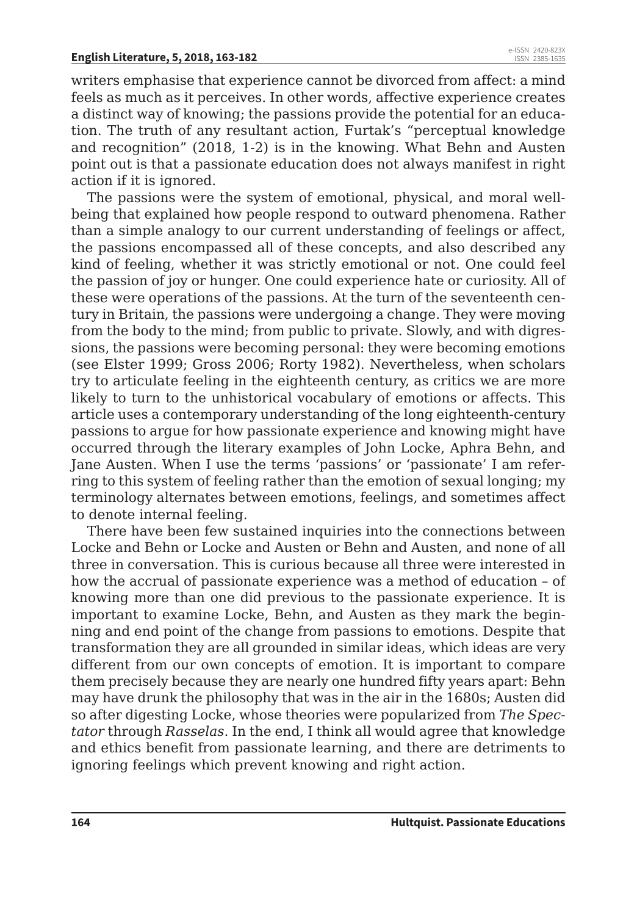writers emphasise that experience cannot be divorced from affect: a mind feels as much as it perceives. In other words, affective experience creates a distinct way of knowing; the passions provide the potential for an education. The truth of any resultant action, Furtak's "perceptual knowledge and recognition" (2018, 1-2) is in the knowing. What Behn and Austen point out is that a passionate education does not always manifest in right action if it is ignored.

The passions were the system of emotional, physical, and moral wellbeing that explained how people respond to outward phenomena. Rather than a simple analogy to our current understanding of feelings or affect, the passions encompassed all of these concepts, and also described any kind of feeling, whether it was strictly emotional or not. One could feel the passion of joy or hunger. One could experience hate or curiosity. All of these were operations of the passions. At the turn of the seventeenth century in Britain, the passions were undergoing a change. They were moving from the body to the mind; from public to private. Slowly, and with digressions, the passions were becoming personal: they were becoming emotions (see Elster 1999; Gross 2006; Rorty 1982). Nevertheless, when scholars try to articulate feeling in the eighteenth century, as critics we are more likely to turn to the unhistorical vocabulary of emotions or affects. This article uses a contemporary understanding of the long eighteenth-century passions to argue for how passionate experience and knowing might have occurred through the literary examples of John Locke, Aphra Behn, and Jane Austen. When I use the terms 'passions' or 'passionate' I am referring to this system of feeling rather than the emotion of sexual longing; my terminology alternates between emotions, feelings, and sometimes affect to denote internal feeling.

There have been few sustained inquiries into the connections between Locke and Behn or Locke and Austen or Behn and Austen, and none of all three in conversation. This is curious because all three were interested in how the accrual of passionate experience was a method of education – of knowing more than one did previous to the passionate experience. It is important to examine Locke, Behn, and Austen as they mark the beginning and end point of the change from passions to emotions. Despite that transformation they are all grounded in similar ideas, which ideas are very different from our own concepts of emotion. It is important to compare them precisely because they are nearly one hundred fifty years apart: Behn may have drunk the philosophy that was in the air in the 1680s; Austen did so after digesting Locke, whose theories were popularized from *The Spectator* through *Rasselas*. In the end, I think all would agree that knowledge and ethics benefit from passionate learning, and there are detriments to ignoring feelings which prevent knowing and right action.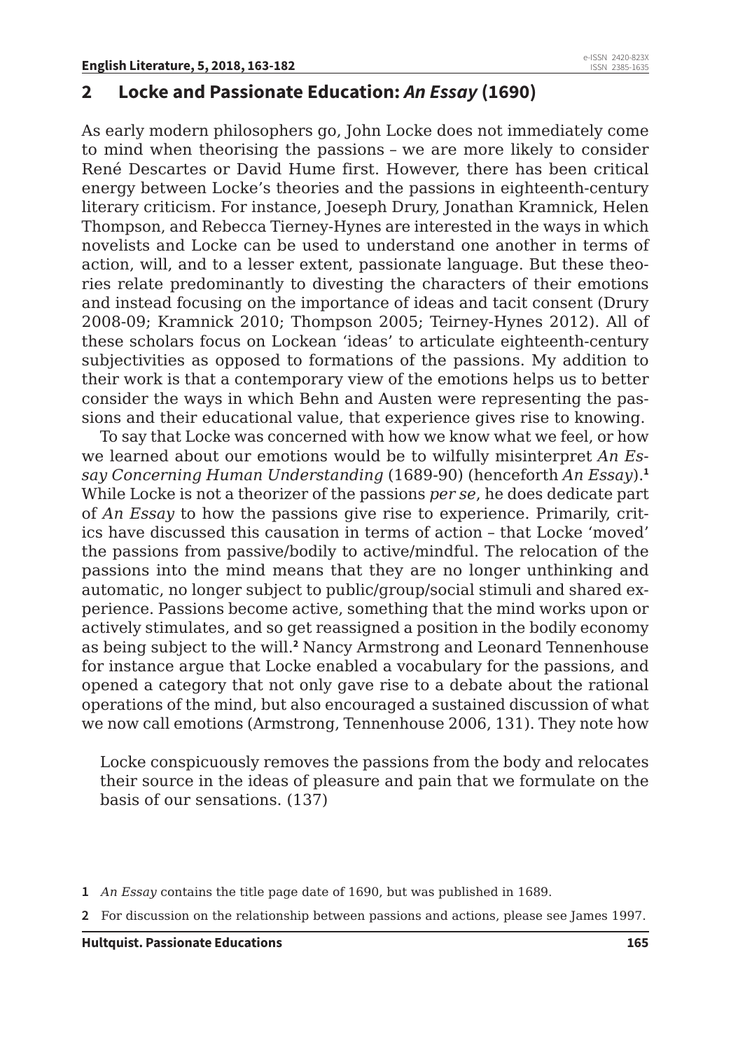## 2 Locke and Passionate Education: *An Essay* (1690)

As early modern philosophers go, John Locke does not immediately come to mind when theorising the passions – we are more likely to consider René Descartes or David Hume first. However, there has been critical energy between Locke's theories and the passions in eighteenth-century literary criticism. For instance, Joeseph Drury, Jonathan Kramnick, Helen Thompson, and Rebecca Tierney-Hynes are interested in the ways in which novelists and Locke can be used to understand one another in terms of action, will, and to a lesser extent, passionate language. But these theories relate predominantly to divesting the characters of their emotions and instead focusing on the importance of ideas and tacit consent (Drury 2008-09; Kramnick 2010; Thompson 2005; Teirney-Hynes 2012). All of these scholars focus on Lockean 'ideas' to articulate eighteenth-century subjectivities as opposed to formations of the passions. My addition to their work is that a contemporary view of the emotions helps us to better consider the ways in which Behn and Austen were representing the passions and their educational value, that experience gives rise to knowing.

To say that Locke was concerned with how we know what we feel, or how we learned about our emotions would be to wilfully misinterpret *An Essay Concerning Human Understanding* (1689-90) (henceforth *An Essay*).[1] While Locke is not a theorizer of the passions *per se*, he does dedicate part of *An Essay* to how the passions give rise to experience. Primarily, critics have discussed this causation in terms of action – that Locke 'moved' the passions from passive/bodily to active/mindful. The relocation of the passions into the mind means that they are no longer unthinking and automatic, no longer subject to public/group/social stimuli and shared experience. Passions become active, something that the mind works upon or actively stimulates, and so get reassigned a position in the bodily economy as being subject to the will.[2] Nancy Armstrong and Leonard Tennenhouse for instance argue that Locke enabled a vocabulary for the passions, and opened a category that not only gave rise to a debate about the rational operations of the mind, but also encouraged a sustained discussion of what we now call emotions (Armstrong, Tennenhouse 2006, 131). They note how

> Locke conspicuously removes the passions from the body and relocates their source in the ideas of pleasure and pain that we formulate on the basis of our sensations. (137)

1 *An Essay* contains the title page date of 1690, but was published in 1689.

2 For discussion on the relationship between passions and actions, please see James 1997.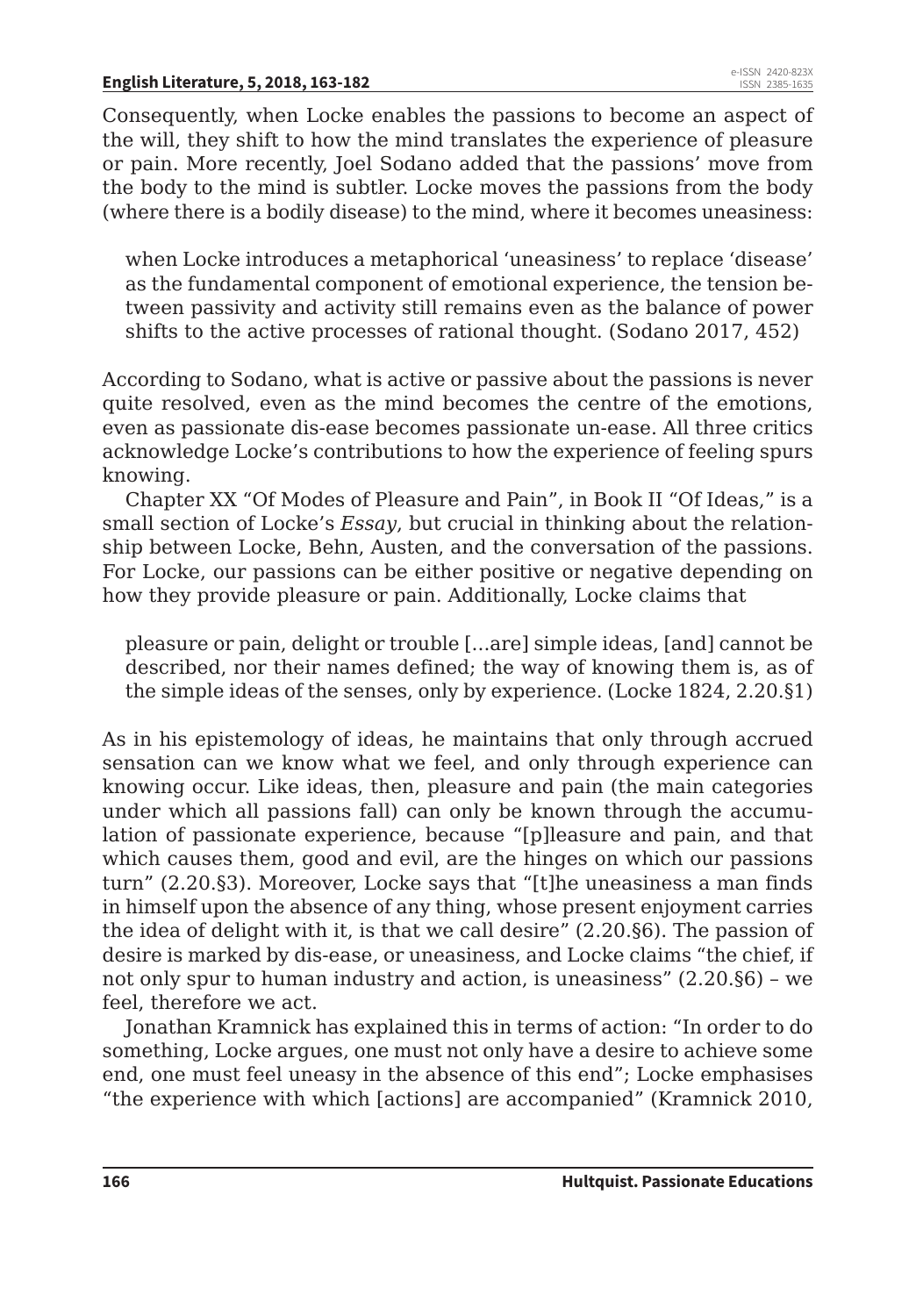Consequently, when Locke enables the passions to become an aspect of the will, they shift to how the mind translates the experience of pleasure or pain. More recently, Joel Sodano added that the passions' move from the body to the mind is subtler. Locke moves the passions from the body (where there is a bodily disease) to the mind, where it becomes uneasiness:

> when Locke introduces a metaphorical 'uneasiness' to replace 'disease' as the fundamental component of emotional experience, the tension between passivity and activity still remains even as the balance of power shifts to the active processes of rational thought. (Sodano 2017, 452)

According to Sodano, what is active or passive about the passions is never quite resolved, even as the mind becomes the centre of the emotions, even as passionate dis-ease becomes passionate un-ease. All three critics acknowledge Locke's contributions to how the experience of feeling spurs knowing.

Chapter XX "Of Modes of Pleasure and Pain", in Book II "Of Ideas," is a small section of Locke's *Essay*, but crucial in thinking about the relationship between Locke, Behn, Austen, and the conversation of the passions. For Locke, our passions can be either positive or negative depending on how they provide pleasure or pain. Additionally, Locke claims that

> pleasure or pain, delight or trouble […are] simple ideas, [and] cannot be described, nor their names defined; the way of knowing them is, as of the simple ideas of the senses, only by experience. (Locke 1824, 2.20.§1)

As in his epistemology of ideas, he maintains that only through accrued sensation can we know what we feel, and only through experience can knowing occur. Like ideas, then, pleasure and pain (the main categories under which all passions fall) can only be known through the accumulation of passionate experience, because "[p]leasure and pain, and that which causes them, good and evil, are the hinges on which our passions turn" (2.20.§3). Moreover, Locke says that "[t]he uneasiness a man finds in himself upon the absence of any thing, whose present enjoyment carries the idea of delight with it, is that we call desire" (2.20.§6). The passion of desire is marked by dis-ease, or uneasiness, and Locke claims "the chief, if not only spur to human industry and action, is uneasiness" (2.20.§6) – we feel, therefore we act.

Jonathan Kramnick has explained this in terms of action: "In order to do something, Locke argues, one must not only have a desire to achieve some end, one must feel uneasy in the absence of this end"; Locke emphasises "the experience with which [actions] are accompanied" (Kramnick 2010,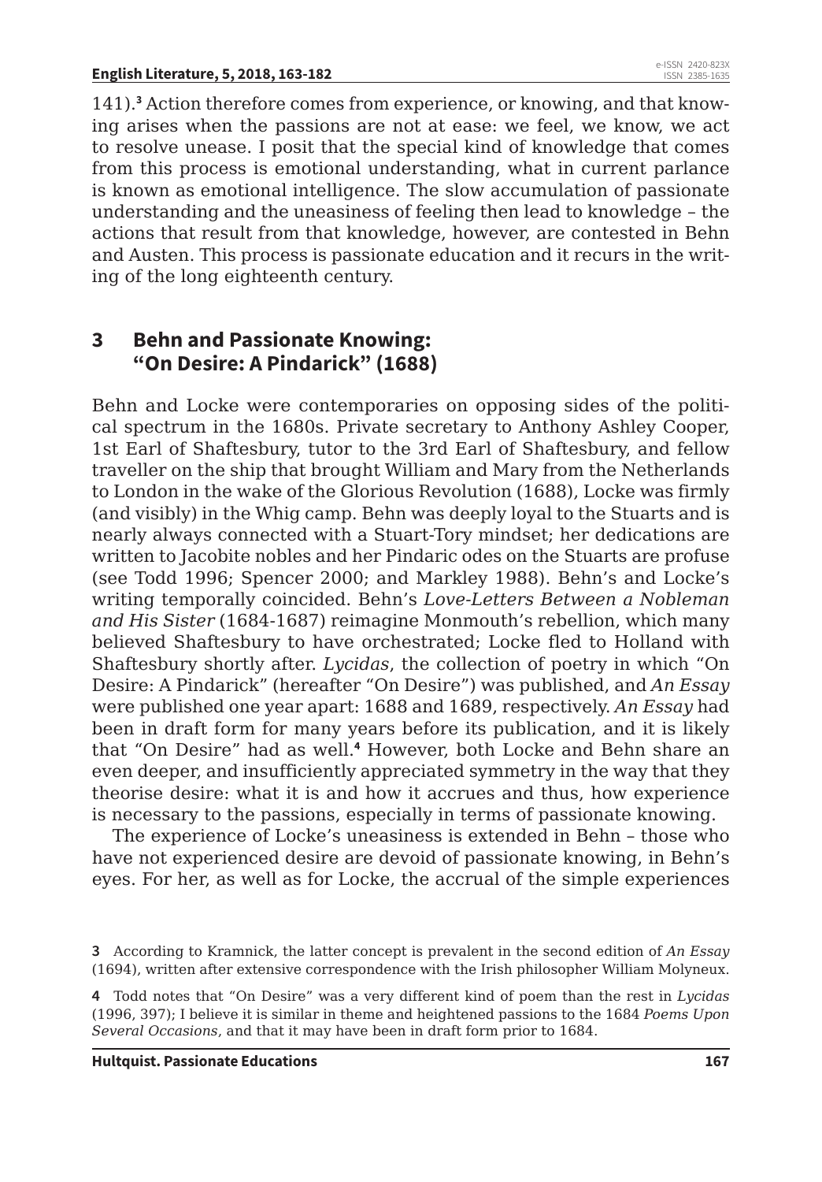141).[3] Action therefore comes from experience, or knowing, and that knowing arises when the passions are not at ease: we feel, we know, we act to resolve unease. I posit that the special kind of knowledge that comes from this process is emotional understanding, what in current parlance is known as emotional intelligence. The slow accumulation of passionate understanding and the uneasiness of feeling then lead to knowledge – the actions that result from that knowledge, however, are contested in Behn and Austen. This process is passionate education and it recurs in the writing of the long eighteenth century.

## 3 Behn and Passionate Knowing: "On Desire: A Pindarick" (1688)

Behn and Locke were contemporaries on opposing sides of the political spectrum in the 1680s. Private secretary to Anthony Ashley Cooper, 1st Earl of Shaftesbury, tutor to the 3rd Earl of Shaftesbury, and fellow traveller on the ship that brought William and Mary from the Netherlands to London in the wake of the Glorious Revolution (1688), Locke was firmly (and visibly) in the Whig camp. Behn was deeply loyal to the Stuarts and is nearly always connected with a Stuart-Tory mindset; her dedications are written to Jacobite nobles and her Pindaric odes on the Stuarts are profuse (see Todd 1996; Spencer 2000; and Markley 1988). Behn's and Locke's writing temporally coincided. Behn's *Love-Letters Between a Nobleman and His Sister* (1684-1687) reimagine Monmouth's rebellion, which many believed Shaftesbury to have orchestrated; Locke fled to Holland with Shaftesbury shortly after. *Lycidas*, the collection of poetry in which "On Desire: A Pindarick" (hereafter "On Desire") was published, and *An Essay* were published one year apart: 1688 and 1689, respectively. *An Essay* had been in draft form for many years before its publication, and it is likely that "On Desire" had as well.[4] However, both Locke and Behn share an even deeper, and insufficiently appreciated symmetry in the way that they theorise desire: what it is and how it accrues and thus, how experience is necessary to the passions, especially in terms of passionate knowing.

The experience of Locke's uneasiness is extended in Behn – those who have not experienced desire are devoid of passionate knowing, in Behn's eyes. For her, as well as for Locke, the accrual of the simple experiences

3 According to Kramnick, the latter concept is prevalent in the second edition of *An Essay* (1694), written after extensive correspondence with the Irish philosopher William Molyneux.

4 Todd notes that "On Desire" was a very different kind of poem than the rest in *Lycidas* (1996, 397); I believe it is similar in theme and heightened passions to the 1684 *Poems Upon Several Occasions*, and that it may have been in draft form prior to 1684.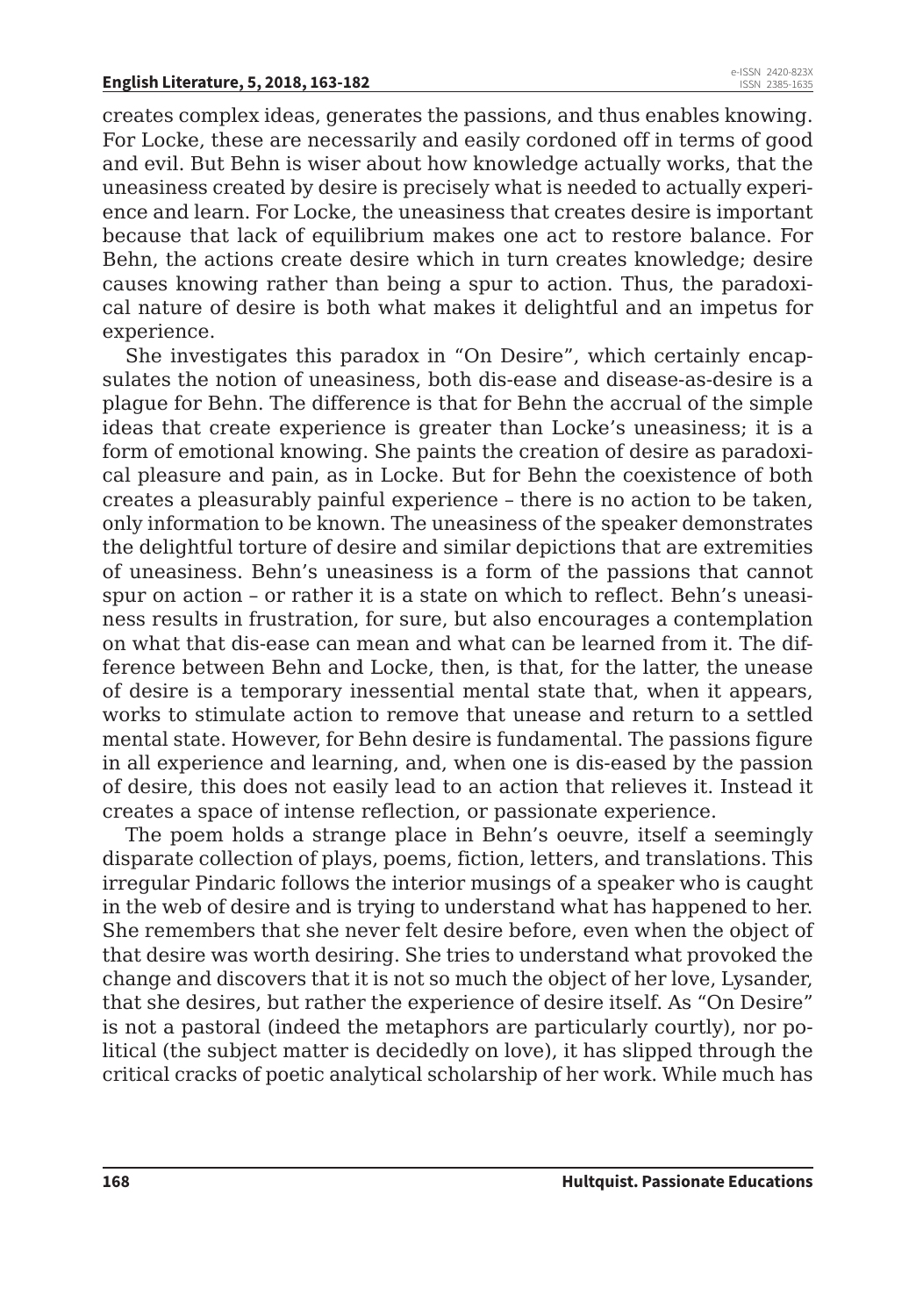creates complex ideas, generates the passions, and thus enables knowing. For Locke, these are necessarily and easily cordoned off in terms of good and evil. But Behn is wiser about how knowledge actually works, that the uneasiness created by desire is precisely what is needed to actually experience and learn. For Locke, the uneasiness that creates desire is important because that lack of equilibrium makes one act to restore balance. For Behn, the actions create desire which in turn creates knowledge; desire causes knowing rather than being a spur to action. Thus, the paradoxical nature of desire is both what makes it delightful and an impetus for experience.

She investigates this paradox in "On Desire", which certainly encapsulates the notion of uneasiness, both dis-ease and disease-as-desire is a plague for Behn. The difference is that for Behn the accrual of the simple ideas that create experience is greater than Locke's uneasiness; it is a form of emotional knowing. She paints the creation of desire as paradoxical pleasure and pain, as in Locke. But for Behn the coexistence of both creates a pleasurably painful experience – there is no action to be taken, only information to be known. The uneasiness of the speaker demonstrates the delightful torture of desire and similar depictions that are extremities of uneasiness. Behn's uneasiness is a form of the passions that cannot spur on action – or rather it is a state on which to reflect. Behn's uneasiness results in frustration, for sure, but also encourages a contemplation on what that dis-ease can mean and what can be learned from it. The difference between Behn and Locke, then, is that, for the latter, the unease of desire is a temporary inessential mental state that, when it appears, works to stimulate action to remove that unease and return to a settled mental state. However, for Behn desire is fundamental. The passions figure in all experience and learning, and, when one is dis-eased by the passion of desire, this does not easily lead to an action that relieves it. Instead it creates a space of intense reflection, or passionate experience.

The poem holds a strange place in Behn's oeuvre, itself a seemingly disparate collection of plays, poems, fiction, letters, and translations. This irregular Pindaric follows the interior musings of a speaker who is caught in the web of desire and is trying to understand what has happened to her. She remembers that she never felt desire before, even when the object of that desire was worth desiring. She tries to understand what provoked the change and discovers that it is not so much the object of her love, Lysander, that she desires, but rather the experience of desire itself. As "On Desire" is not a pastoral (indeed the metaphors are particularly courtly), nor political (the subject matter is decidedly on love), it has slipped through the critical cracks of poetic analytical scholarship of her work. While much has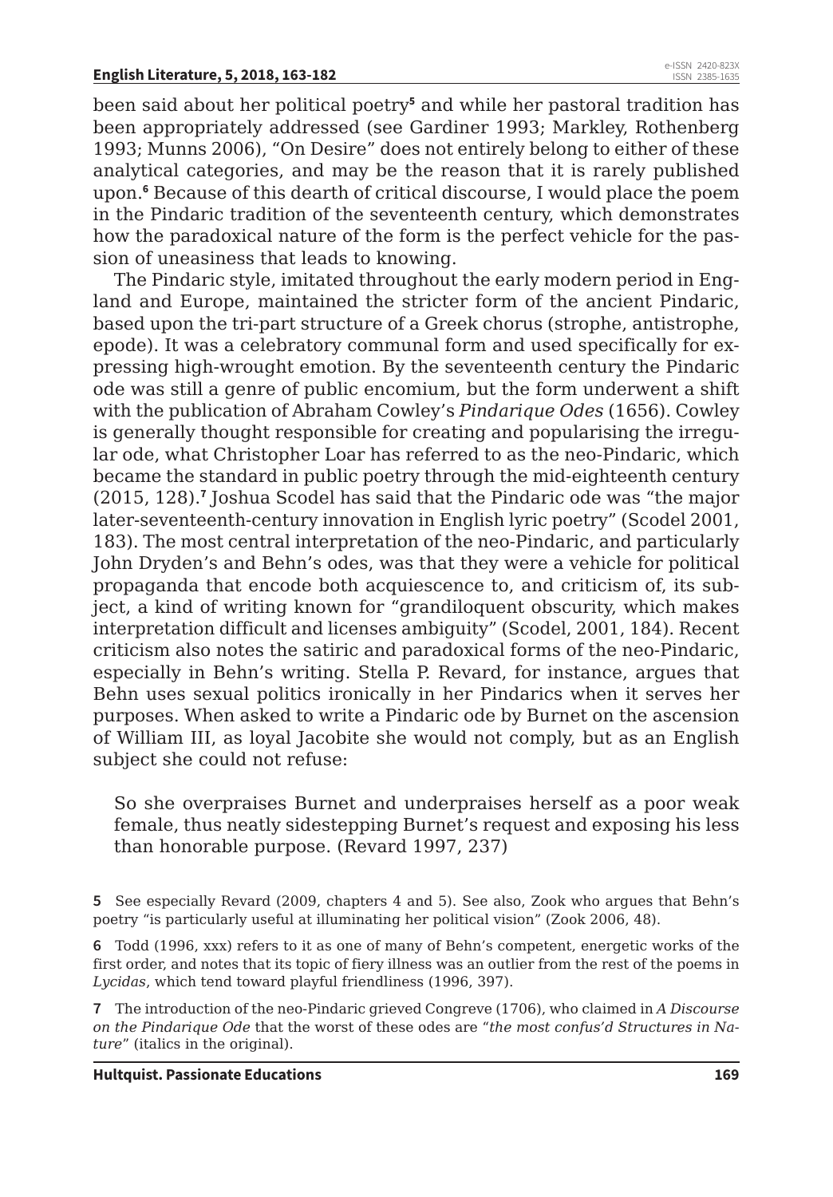been said about her political poetry[5] and while her pastoral tradition has been appropriately addressed (see Gardiner 1993; Markley, Rothenberg 1993; Munns 2006), "On Desire" does not entirely belong to either of these analytical categories, and may be the reason that it is rarely published upon.[6] Because of this dearth of critical discourse, I would place the poem in the Pindaric tradition of the seventeenth century, which demonstrates how the paradoxical nature of the form is the perfect vehicle for the passion of uneasiness that leads to knowing.

The Pindaric style, imitated throughout the early modern period in England and Europe, maintained the stricter form of the ancient Pindaric, based upon the tri-part structure of a Greek chorus (strophe, antistrophe, epode). It was a celebratory communal form and used specifically for expressing high-wrought emotion. By the seventeenth century the Pindaric ode was still a genre of public encomium, but the form underwent a shift with the publication of Abraham Cowley's *Pindarique Odes* (1656). Cowley is generally thought responsible for creating and popularising the irregular ode, what Christopher Loar has referred to as the neo-Pindaric, which became the standard in public poetry through the mid-eighteenth century (2015, 128).[7] Joshua Scodel has said that the Pindaric ode was "the major later-seventeenth-century innovation in English lyric poetry" (Scodel 2001, 183). The most central interpretation of the neo-Pindaric, and particularly John Dryden's and Behn's odes, was that they were a vehicle for political propaganda that encode both acquiescence to, and criticism of, its subject, a kind of writing known for "grandiloquent obscurity, which makes interpretation difficult and licenses ambiguity" (Scodel, 2001, 184). Recent criticism also notes the satiric and paradoxical forms of the neo-Pindaric, especially in Behn's writing. Stella P. Revard, for instance, argues that Behn uses sexual politics ironically in her Pindarics when it serves her purposes. When asked to write a Pindaric ode by Burnet on the ascension of William III, as loyal Jacobite she would not comply, but as an English subject she could not refuse:

> So she overpraises Burnet and underpraises herself as a poor weak female, thus neatly sidestepping Burnet's request and exposing his less than honorable purpose. (Revard 1997, 237)

**5** See especially Revard (2009, chapters 4 and 5). See also, Zook who argues that Behn's poetry "is particularly useful at illuminating her political vision" (Zook 2006, 48).

**6** Todd (1996, xxx) refers to it as one of many of Behn's competent, energetic works of the first order, and notes that its topic of fiery illness was an outlier from the rest of the poems in *Lycidas*, which tend toward playful friendliness (1996, 397).

**7** The introduction of the neo-Pindaric grieved Congreve (1706), who claimed in *A Discourse on the Pindarique Ode* that the worst of these odes are "*the most confus'd Structures in Nature*" (italics in the original).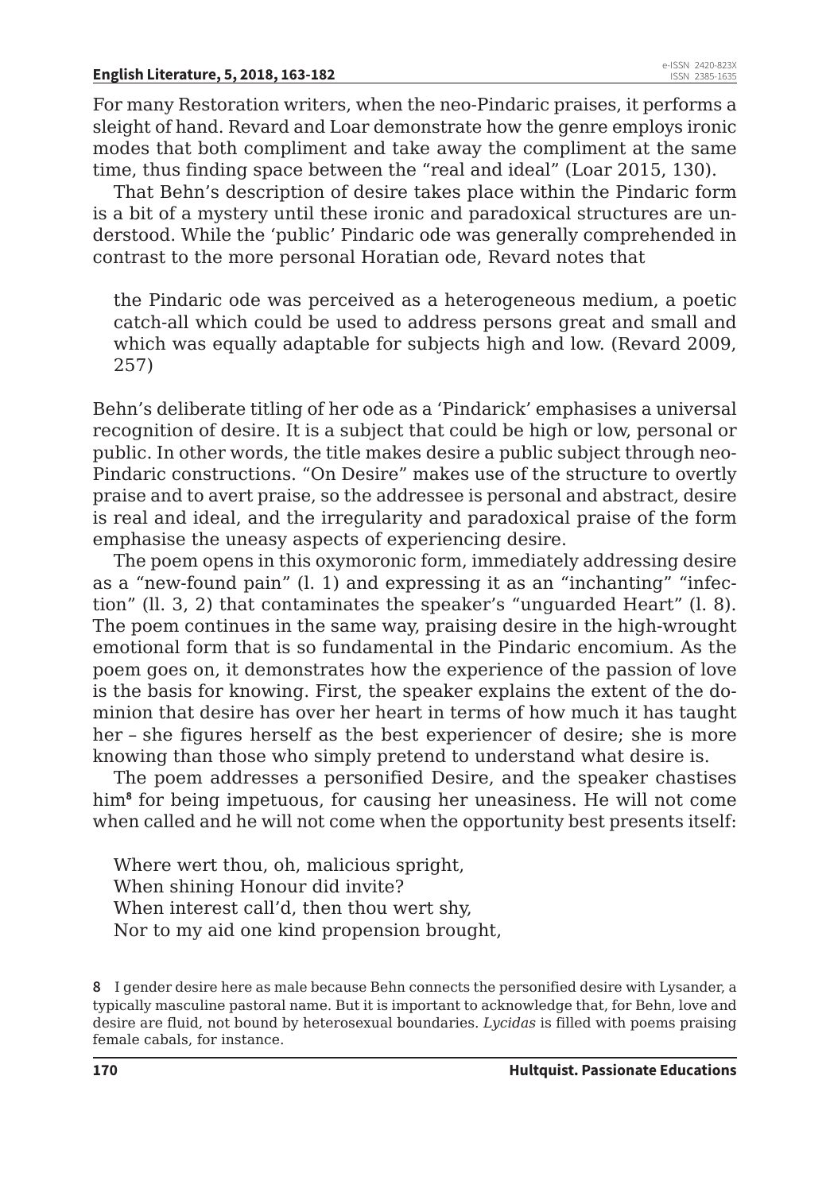For many Restoration writers, when the neo-Pindaric praises, it performs a sleight of hand. Revard and Loar demonstrate how the genre employs ironic modes that both compliment and take away the compliment at the same time, thus finding space between the "real and ideal" (Loar 2015, 130).

That Behn's description of desire takes place within the Pindaric form is a bit of a mystery until these ironic and paradoxical structures are understood. While the 'public' Pindaric ode was generally comprehended in contrast to the more personal Horatian ode, Revard notes that

> the Pindaric ode was perceived as a heterogeneous medium, a poetic catch-all which could be used to address persons great and small and which was equally adaptable for subjects high and low. (Revard 2009, 257)

Behn's deliberate titling of her ode as a 'Pindarick' emphasises a universal recognition of desire. It is a subject that could be high or low, personal or public. In other words, the title makes desire a public subject through neo-Pindaric constructions. "On Desire" makes use of the structure to overtly praise and to avert praise, so the addressee is personal and abstract, desire is real and ideal, and the irregularity and paradoxical praise of the form emphasise the uneasy aspects of experiencing desire.

The poem opens in this oxymoronic form, immediately addressing desire as a "new-found pain" (l. 1) and expressing it as an "inchanting" "infection" (ll. 3, 2) that contaminates the speaker's "unguarded Heart" (l. 8). The poem continues in the same way, praising desire in the high-wrought emotional form that is so fundamental in the Pindaric encomium. As the poem goes on, it demonstrates how the experience of the passion of love is the basis for knowing. First, the speaker explains the extent of the dominion that desire has over her heart in terms of how much it has taught her – she figures herself as the best experiencer of desire; she is more knowing than those who simply pretend to understand what desire is.

The poem addresses a personified Desire, and the speaker chastises him[8] for being impetuous, for causing her uneasiness. He will not come when called and he will not come when the opportunity best presents itself:

> Where wert thou, oh, malicious spright,
> When shining Honour did invite?
> When interest call'd, then thou wert shy,
> Nor to my aid one kind propension brought,

8 I gender desire here as male because Behn connects the personified desire with Lysander, a typically masculine pastoral name. But it is important to acknowledge that, for Behn, love and desire are fluid, not bound by heterosexual boundaries. *Lycidas* is filled with poems praising female cabals, for instance.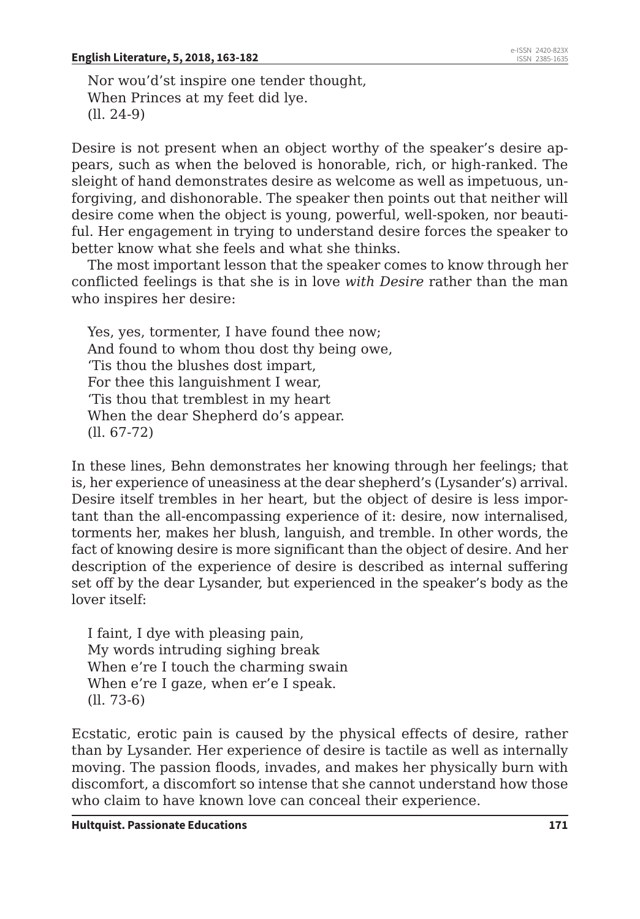Nor wou'd'st inspire one tender thought,  
When Princes at my feet did lye.  
(ll. 24-9)

Desire is not present when an object worthy of the speaker's desire appears, such as when the beloved is honorable, rich, or high-ranked. The sleight of hand demonstrates desire as welcome as well as impetuous, unforgiving, and dishonorable. The speaker then points out that neither will desire come when the object is young, powerful, well-spoken, nor beautiful. Her engagement in trying to understand desire forces the speaker to better know what she feels and what she thinks.

The most important lesson that the speaker comes to know through her conflicted feelings is that she is in love *with Desire* rather than the man who inspires her desire:

Yes, yes, tormenter, I have found thee now;  
And found to whom thou dost thy being owe,  
'Tis thou the blushes dost impart,  
For thee this languishment I wear,  
'Tis thou that tremblest in my heart  
When the dear Shepherd do's appear.  
(ll. 67-72)

In these lines, Behn demonstrates her knowing through her feelings; that is, her experience of uneasiness at the dear shepherd's (Lysander's) arrival. Desire itself trembles in her heart, but the object of desire is less important than the all-encompassing experience of it: desire, now internalised, torments her, makes her blush, languish, and tremble. In other words, the fact of knowing desire is more significant than the object of desire. And her description of the experience of desire is described as internal suffering set off by the dear Lysander, but experienced in the speaker's body as the lover itself:

I faint, I dye with pleasing pain,  
My words intruding sighing break  
When e're I touch the charming swain  
When e're I gaze, when er'e I speak.  
(ll. 73-6)

Ecstatic, erotic pain is caused by the physical effects of desire, rather than by Lysander. Her experience of desire is tactile as well as internally moving. The passion floods, invades, and makes her physically burn with discomfort, a discomfort so intense that she cannot understand how those who claim to have known love can conceal their experience.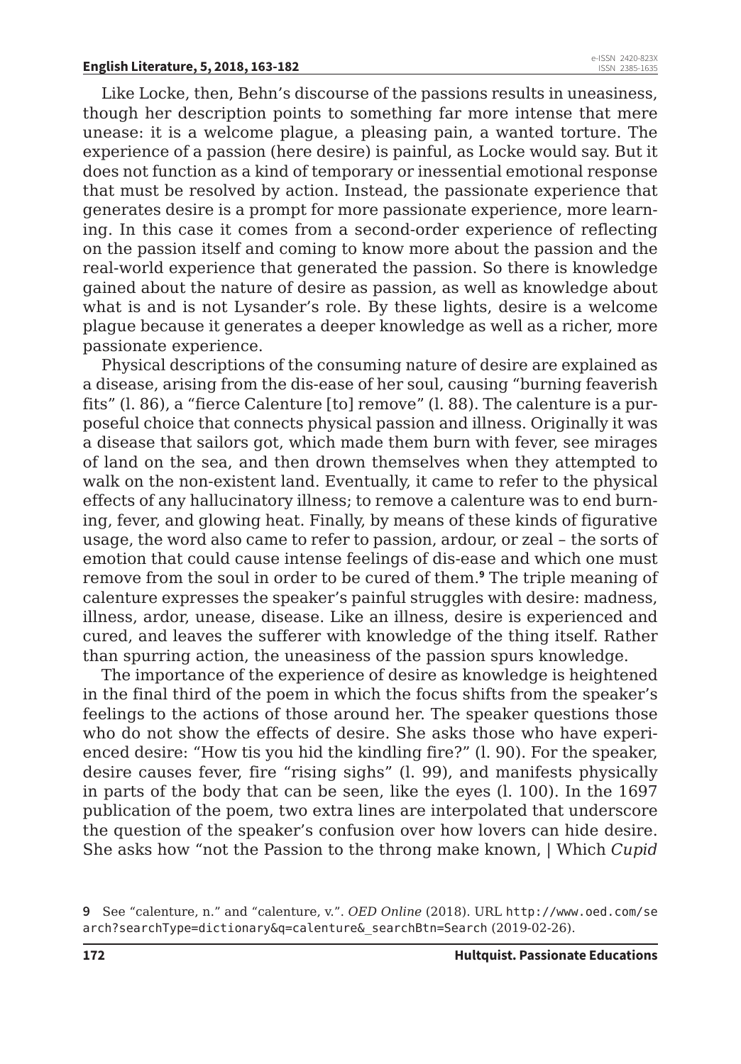Like Locke, then, Behn's discourse of the passions results in uneasiness, though her description points to something far more intense that mere unease: it is a welcome plague, a pleasing pain, a wanted torture. The experience of a passion (here desire) is painful, as Locke would say. But it does not function as a kind of temporary or inessential emotional response that must be resolved by action. Instead, the passionate experience that generates desire is a prompt for more passionate experience, more learning. In this case it comes from a second-order experience of reflecting on the passion itself and coming to know more about the passion and the real-world experience that generated the passion. So there is knowledge gained about the nature of desire as passion, as well as knowledge about what is and is not Lysander's role. By these lights, desire is a welcome plague because it generates a deeper knowledge as well as a richer, more passionate experience.

Physical descriptions of the consuming nature of desire are explained as a disease, arising from the dis-ease of her soul, causing "burning feaverish fits" (l. 86), a "fierce Calenture [to] remove" (l. 88). The calenture is a purposeful choice that connects physical passion and illness. Originally it was a disease that sailors got, which made them burn with fever, see mirages of land on the sea, and then drown themselves when they attempted to walk on the non-existent land. Eventually, it came to refer to the physical effects of any hallucinatory illness; to remove a calenture was to end burning, fever, and glowing heat. Finally, by means of these kinds of figurative usage, the word also came to refer to passion, ardour, or zeal – the sorts of emotion that could cause intense feelings of dis-ease and which one must remove from the soul in order to be cured of them.[9] The triple meaning of calenture expresses the speaker's painful struggles with desire: madness, illness, ardor, unease, disease. Like an illness, desire is experienced and cured, and leaves the sufferer with knowledge of the thing itself. Rather than spurring action, the uneasiness of the passion spurs knowledge.

The importance of the experience of desire as knowledge is heightened in the final third of the poem in which the focus shifts from the speaker's feelings to the actions of those around her. The speaker questions those who do not show the effects of desire. She asks those who have experienced desire: "How tis you hid the kindling fire?" (l. 90). For the speaker, desire causes fever, fire "rising sighs" (l. 99), and manifests physically in parts of the body that can be seen, like the eyes (l. 100). In the 1697 publication of the poem, two extra lines are interpolated that underscore the question of the speaker's confusion over how lovers can hide desire. She asks how "not the Passion to the throng make known, | Which *Cupid*

---

[9] See "calenture, n." and "calenture, v.". *OED Online* (2018). URL http://www.oed.com/search?searchType=dictionary&q=calenture&_searchBtn=Search (2019-02-26).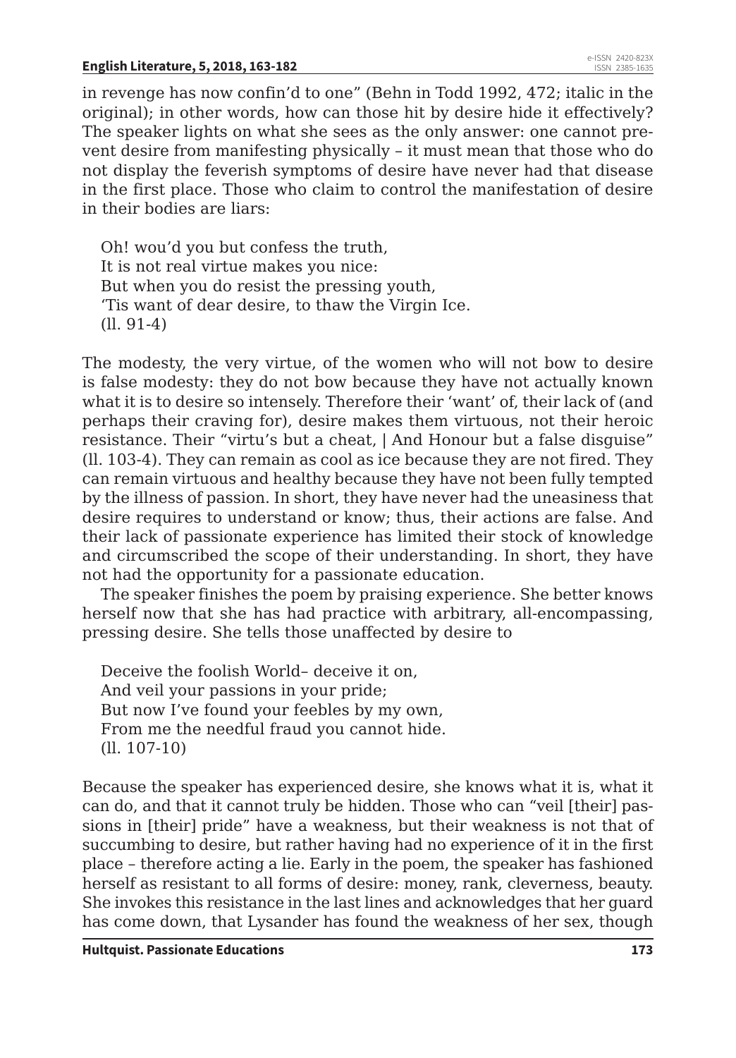in revenge has now confin'd to one" (Behn in Todd 1992, 472; italic in the original); in other words, how can those hit by desire hide it effectively? The speaker lights on what she sees as the only answer: one cannot prevent desire from manifesting physically – it must mean that those who do not display the feverish symptoms of desire have never had that disease in the first place. Those who claim to control the manifestation of desire in their bodies are liars:

> Oh! wou'd you but confess the truth,
> It is not real virtue makes you nice:
> But when you do resist the pressing youth,
> 'Tis want of dear desire, to thaw the Virgin Ice.
> (ll. 91-4)

The modesty, the very virtue, of the women who will not bow to desire is false modesty: they do not bow because they have not actually known what it is to desire so intensely. Therefore their 'want' of, their lack of (and perhaps their craving for), desire makes them virtuous, not their heroic resistance. Their "virtu's but a cheat, | And Honour but a false disguise" (ll. 103-4). They can remain as cool as ice because they are not fired. They can remain virtuous and healthy because they have not been fully tempted by the illness of passion. In short, they have never had the uneasiness that desire requires to understand or know; thus, their actions are false. And their lack of passionate experience has limited their stock of knowledge and circumscribed the scope of their understanding. In short, they have not had the opportunity for a passionate education.

The speaker finishes the poem by praising experience. She better knows herself now that she has had practice with arbitrary, all-encompassing, pressing desire. She tells those unaffected by desire to

> Deceive the foolish World– deceive it on,
> And veil your passions in your pride;
> But now I've found your feebles by my own,
> From me the needful fraud you cannot hide.
> (ll. 107-10)

Because the speaker has experienced desire, she knows what it is, what it can do, and that it cannot truly be hidden. Those who can "veil [their] passions in [their] pride" have a weakness, but their weakness is not that of succumbing to desire, but rather having had no experience of it in the first place – therefore acting a lie. Early in the poem, the speaker has fashioned herself as resistant to all forms of desire: money, rank, cleverness, beauty. She invokes this resistance in the last lines and acknowledges that her guard has come down, that Lysander has found the weakness of her sex, though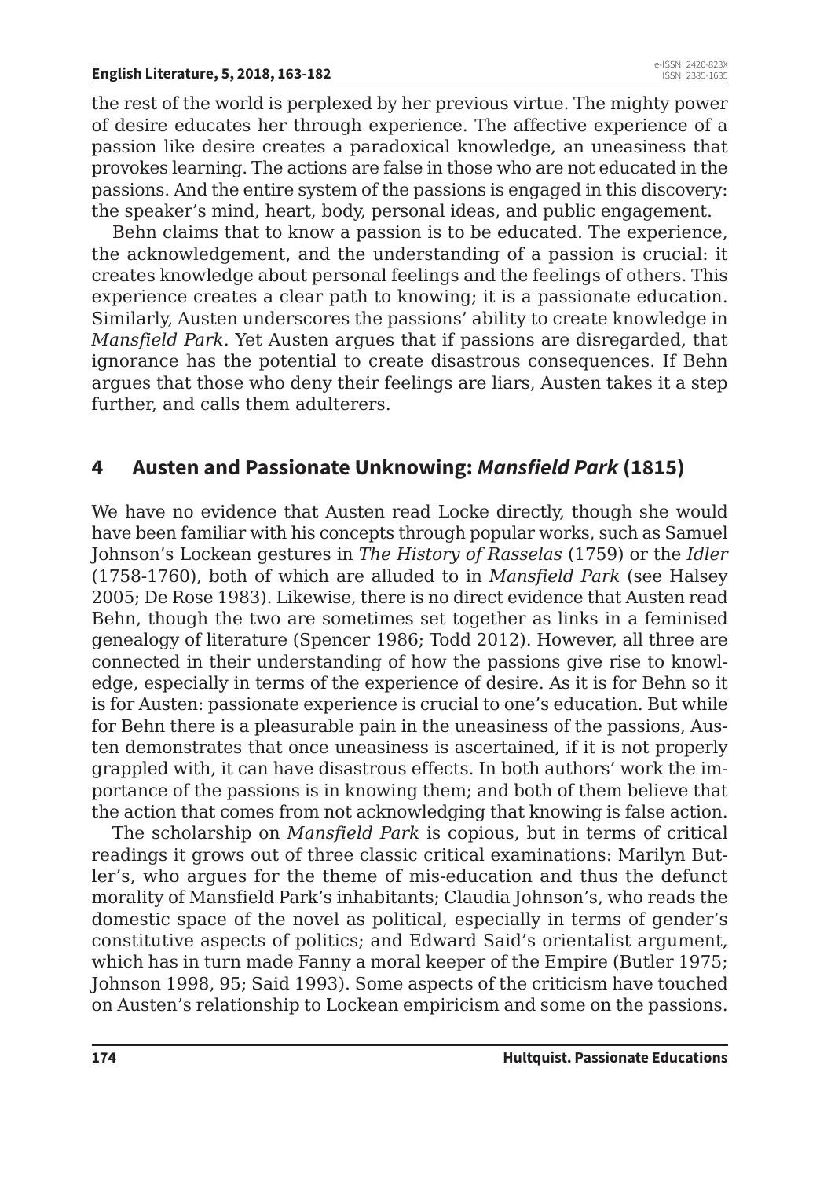the rest of the world is perplexed by her previous virtue. The mighty power of desire educates her through experience. The affective experience of a passion like desire creates a paradoxical knowledge, an uneasiness that provokes learning. The actions are false in those who are not educated in the passions. And the entire system of the passions is engaged in this discovery: the speaker's mind, heart, body, personal ideas, and public engagement.

Behn claims that to know a passion is to be educated. The experience, the acknowledgement, and the understanding of a passion is crucial: it creates knowledge about personal feelings and the feelings of others. This experience creates a clear path to knowing; it is a passionate education. Similarly, Austen underscores the passions' ability to create knowledge in *Mansfield Park*. Yet Austen argues that if passions are disregarded, that ignorance has the potential to create disastrous consequences. If Behn argues that those who deny their feelings are liars, Austen takes it a step further, and calls them adulterers.

## 4 Austen and Passionate Unknowing: *Mansfield Park* (1815)

We have no evidence that Austen read Locke directly, though she would have been familiar with his concepts through popular works, such as Samuel Johnson's Lockean gestures in *The History of Rasselas* (1759) or the *Idler* (1758-1760), both of which are alluded to in *Mansfield Park* (see Halsey 2005; De Rose 1983). Likewise, there is no direct evidence that Austen read Behn, though the two are sometimes set together as links in a feminised genealogy of literature (Spencer 1986; Todd 2012). However, all three are connected in their understanding of how the passions give rise to knowledge, especially in terms of the experience of desire. As it is for Behn so it is for Austen: passionate experience is crucial to one's education. But while for Behn there is a pleasurable pain in the uneasiness of the passions, Austen demonstrates that once uneasiness is ascertained, if it is not properly grappled with, it can have disastrous effects. In both authors' work the importance of the passions is in knowing them; and both of them believe that the action that comes from not acknowledging that knowing is false action.

The scholarship on *Mansfield Park* is copious, but in terms of critical readings it grows out of three classic critical examinations: Marilyn Butler's, who argues for the theme of mis-education and thus the defunct morality of Mansfield Park's inhabitants; Claudia Johnson's, who reads the domestic space of the novel as political, especially in terms of gender's constitutive aspects of politics; and Edward Said's orientalist argument, which has in turn made Fanny a moral keeper of the Empire (Butler 1975; Johnson 1998, 95; Said 1993). Some aspects of the criticism have touched on Austen's relationship to Lockean empiricism and some on the passions.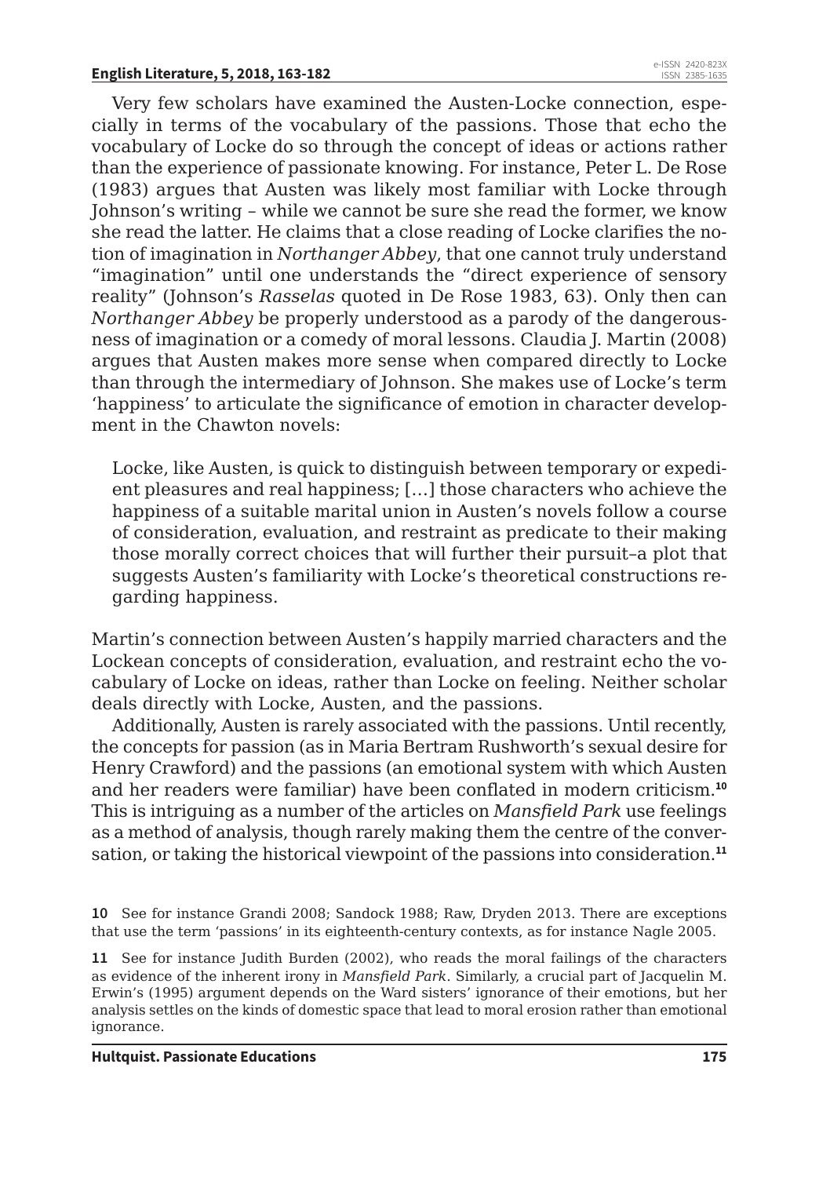Very few scholars have examined the Austen-Locke connection, especially in terms of the vocabulary of the passions. Those that echo the vocabulary of Locke do so through the concept of ideas or actions rather than the experience of passionate knowing. For instance, Peter L. De Rose (1983) argues that Austen was likely most familiar with Locke through Johnson's writing – while we cannot be sure she read the former, we know she read the latter. He claims that a close reading of Locke clarifies the notion of imagination in *Northanger Abbey*, that one cannot truly understand "imagination" until one understands the "direct experience of sensory reality" (Johnson's *Rasselas* quoted in De Rose 1983, 63). Only then can *Northanger Abbey* be properly understood as a parody of the dangerousness of imagination or a comedy of moral lessons. Claudia J. Martin (2008) argues that Austen makes more sense when compared directly to Locke than through the intermediary of Johnson. She makes use of Locke's term 'happiness' to articulate the significance of emotion in character development in the Chawton novels:

> Locke, like Austen, is quick to distinguish between temporary or expedient pleasures and real happiness; […] those characters who achieve the happiness of a suitable marital union in Austen's novels follow a course of consideration, evaluation, and restraint as predicate to their making those morally correct choices that will further their pursuit–a plot that suggests Austen's familiarity with Locke's theoretical constructions regarding happiness.

Martin's connection between Austen's happily married characters and the Lockean concepts of consideration, evaluation, and restraint echo the vocabulary of Locke on ideas, rather than Locke on feeling. Neither scholar deals directly with Locke, Austen, and the passions.

Additionally, Austen is rarely associated with the passions. Until recently, the concepts for passion (as in Maria Bertram Rushworth's sexual desire for Henry Crawford) and the passions (an emotional system with which Austen and her readers were familiar) have been conflated in modern criticism.[10] This is intriguing as a number of the articles on *Mansfield Park* use feelings as a method of analysis, though rarely making them the centre of the conversation, or taking the historical viewpoint of the passions into consideration.[11]

**10** See for instance Grandi 2008; Sandock 1988; Raw, Dryden 2013. There are exceptions that use the term 'passions' in its eighteenth-century contexts, as for instance Nagle 2005.

**11** See for instance Judith Burden (2002), who reads the moral failings of the characters as evidence of the inherent irony in *Mansfield Park*. Similarly, a crucial part of Jacquelin M. Erwin's (1995) argument depends on the Ward sisters' ignorance of their emotions, but her analysis settles on the kinds of domestic space that lead to moral erosion rather than emotional ignorance.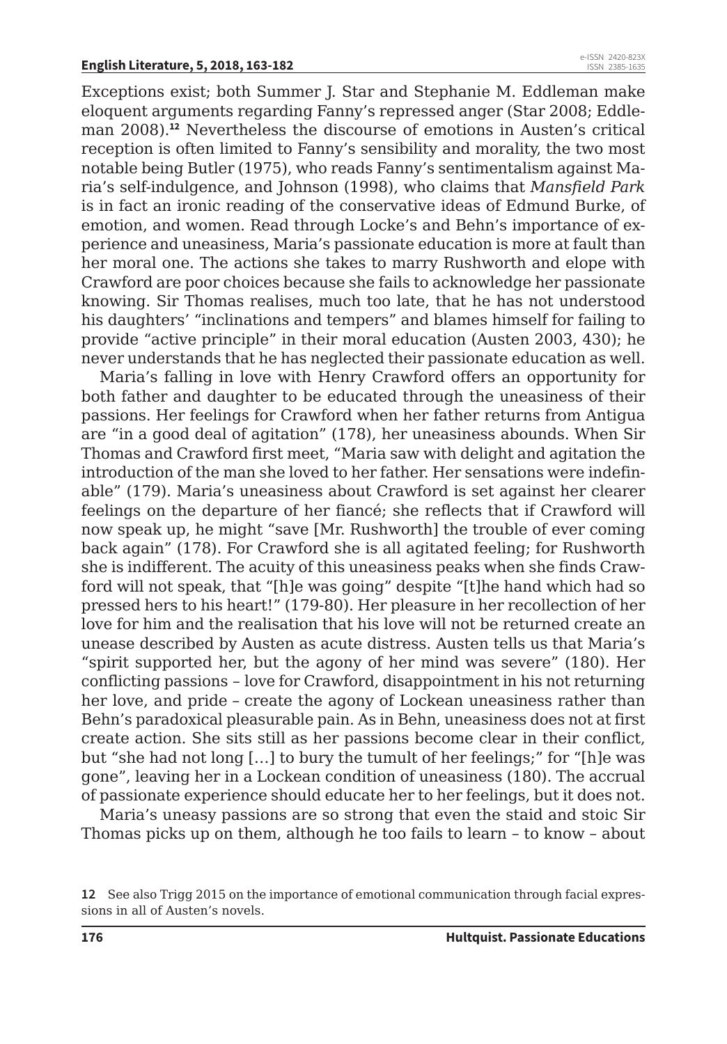Exceptions exist; both Summer J. Star and Stephanie M. Eddleman make eloquent arguments regarding Fanny's repressed anger (Star 2008; Eddleman 2008).[12] Nevertheless the discourse of emotions in Austen's critical reception is often limited to Fanny's sensibility and morality, the two most notable being Butler (1975), who reads Fanny's sentimentalism against Maria's self-indulgence, and Johnson (1998), who claims that *Mansfield Park* is in fact an ironic reading of the conservative ideas of Edmund Burke, of emotion, and women. Read through Locke's and Behn's importance of experience and uneasiness, Maria's passionate education is more at fault than her moral one. The actions she takes to marry Rushworth and elope with Crawford are poor choices because she fails to acknowledge her passionate knowing. Sir Thomas realises, much too late, that he has not understood his daughters' "inclinations and tempers" and blames himself for failing to provide "active principle" in their moral education (Austen 2003, 430); he never understands that he has neglected their passionate education as well.

Maria's falling in love with Henry Crawford offers an opportunity for both father and daughter to be educated through the uneasiness of their passions. Her feelings for Crawford when her father returns from Antigua are "in a good deal of agitation" (178), her uneasiness abounds. When Sir Thomas and Crawford first meet, "Maria saw with delight and agitation the introduction of the man she loved to her father. Her sensations were indefinable" (179). Maria's uneasiness about Crawford is set against her clearer feelings on the departure of her fiancé; she reflects that if Crawford will now speak up, he might "save [Mr. Rushworth] the trouble of ever coming back again" (178). For Crawford she is all agitated feeling; for Rushworth she is indifferent. The acuity of this uneasiness peaks when she finds Crawford will not speak, that "[h]e was going" despite "[t]he hand which had so pressed hers to his heart!" (179-80). Her pleasure in her recollection of her love for him and the realisation that his love will not be returned create an unease described by Austen as acute distress. Austen tells us that Maria's "spirit supported her, but the agony of her mind was severe" (180). Her conflicting passions – love for Crawford, disappointment in his not returning her love, and pride – create the agony of Lockean uneasiness rather than Behn's paradoxical pleasurable pain. As in Behn, uneasiness does not at first create action. She sits still as her passions become clear in their conflict, but "she had not long […] to bury the tumult of her feelings;" for "[h]e was gone", leaving her in a Lockean condition of uneasiness (180). The accrual of passionate experience should educate her to her feelings, but it does not.

Maria's uneasy passions are so strong that even the staid and stoic Sir Thomas picks up on them, although he too fails to learn – to know – about

12 See also Trigg 2015 on the importance of emotional communication through facial expressions in all of Austen's novels.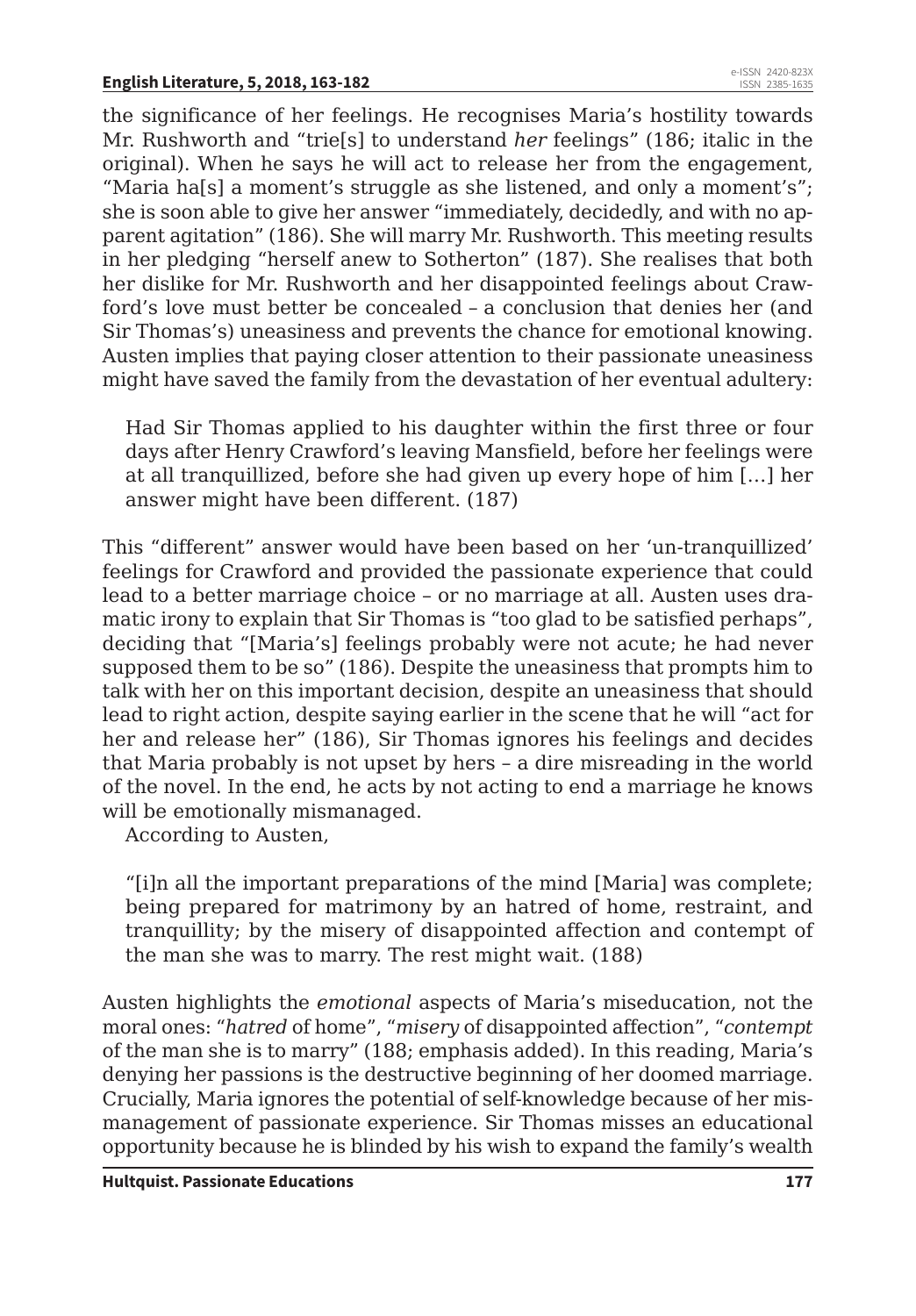the significance of her feelings. He recognises Maria's hostility towards Mr. Rushworth and "trie[s] to understand *her* feelings" (186; italic in the original). When he says he will act to release her from the engagement, "Maria ha[s] a moment's struggle as she listened, and only a moment's"; she is soon able to give her answer "immediately, decidedly, and with no apparent agitation" (186). She will marry Mr. Rushworth. This meeting results in her pledging "herself anew to Sotherton" (187). She realises that both her dislike for Mr. Rushworth and her disappointed feelings about Crawford's love must better be concealed – a conclusion that denies her (and Sir Thomas's) uneasiness and prevents the chance for emotional knowing. Austen implies that paying closer attention to their passionate uneasiness might have saved the family from the devastation of her eventual adultery:

> Had Sir Thomas applied to his daughter within the first three or four days after Henry Crawford's leaving Mansfield, before her feelings were at all tranquillized, before she had given up every hope of him […] her answer might have been different. (187)

This "different" answer would have been based on her 'un-tranquillized' feelings for Crawford and provided the passionate experience that could lead to a better marriage choice – or no marriage at all. Austen uses dramatic irony to explain that Sir Thomas is "too glad to be satisfied perhaps", deciding that "[Maria's] feelings probably were not acute; he had never supposed them to be so" (186). Despite the uneasiness that prompts him to talk with her on this important decision, despite an uneasiness that should lead to right action, despite saying earlier in the scene that he will "act for her and release her" (186), Sir Thomas ignores his feelings and decides that Maria probably is not upset by hers – a dire misreading in the world of the novel. In the end, he acts by not acting to end a marriage he knows will be emotionally mismanaged.

According to Austen,

> "[i]n all the important preparations of the mind [Maria] was complete; being prepared for matrimony by an hatred of home, restraint, and tranquillity; by the misery of disappointed affection and contempt of the man she was to marry. The rest might wait. (188)

Austen highlights the *emotional* aspects of Maria's miseducation, not the moral ones: "*hatred* of home", "*misery* of disappointed affection", "*contempt* of the man she is to marry" (188; emphasis added). In this reading, Maria's denying her passions is the destructive beginning of her doomed marriage. Crucially, Maria ignores the potential of self-knowledge because of her mismanagement of passionate experience. Sir Thomas misses an educational opportunity because he is blinded by his wish to expand the family's wealth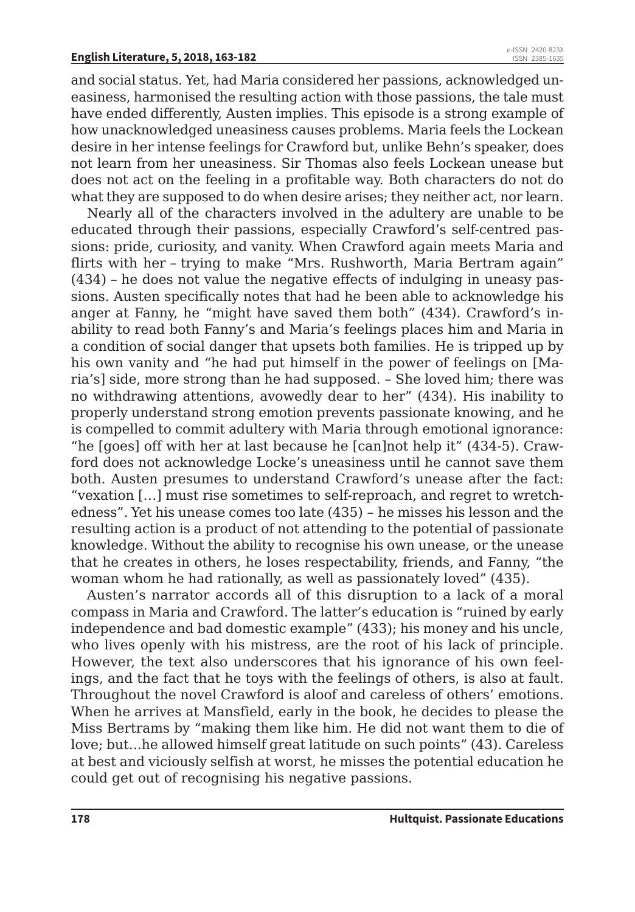and social status. Yet, had Maria considered her passions, acknowledged uneasiness, harmonised the resulting action with those passions, the tale must have ended differently, Austen implies. This episode is a strong example of how unacknowledged uneasiness causes problems. Maria feels the Lockean desire in her intense feelings for Crawford but, unlike Behn's speaker, does not learn from her uneasiness. Sir Thomas also feels Lockean unease but does not act on the feeling in a profitable way. Both characters do not do what they are supposed to do when desire arises; they neither act, nor learn.

Nearly all of the characters involved in the adultery are unable to be educated through their passions, especially Crawford's self-centred passions: pride, curiosity, and vanity. When Crawford again meets Maria and flirts with her – trying to make "Mrs. Rushworth, Maria Bertram again" (434) – he does not value the negative effects of indulging in uneasy passions. Austen specifically notes that had he been able to acknowledge his anger at Fanny, he "might have saved them both" (434). Crawford's inability to read both Fanny's and Maria's feelings places him and Maria in a condition of social danger that upsets both families. He is tripped up by his own vanity and "he had put himself in the power of feelings on [Maria's] side, more strong than he had supposed. – She loved him; there was no withdrawing attentions, avowedly dear to her" (434). His inability to properly understand strong emotion prevents passionate knowing, and he is compelled to commit adultery with Maria through emotional ignorance: "he [goes] off with her at last because he [can]not help it" (434-5). Crawford does not acknowledge Locke's uneasiness until he cannot save them both. Austen presumes to understand Crawford's unease after the fact: "vexation […] must rise sometimes to self-reproach, and regret to wretchedness". Yet his unease comes too late (435) – he misses his lesson and the resulting action is a product of not attending to the potential of passionate knowledge. Without the ability to recognise his own unease, or the unease that he creates in others, he loses respectability, friends, and Fanny, "the woman whom he had rationally, as well as passionately loved" (435).

Austen's narrator accords all of this disruption to a lack of a moral compass in Maria and Crawford. The latter's education is "ruined by early independence and bad domestic example" (433); his money and his uncle, who lives openly with his mistress, are the root of his lack of principle. However, the text also underscores that his ignorance of his own feelings, and the fact that he toys with the feelings of others, is also at fault. Throughout the novel Crawford is aloof and careless of others' emotions. When he arrives at Mansfield, early in the book, he decides to please the Miss Bertrams by "making them like him. He did not want them to die of love; but…he allowed himself great latitude on such points" (43). Careless at best and viciously selfish at worst, he misses the potential education he could get out of recognising his negative passions.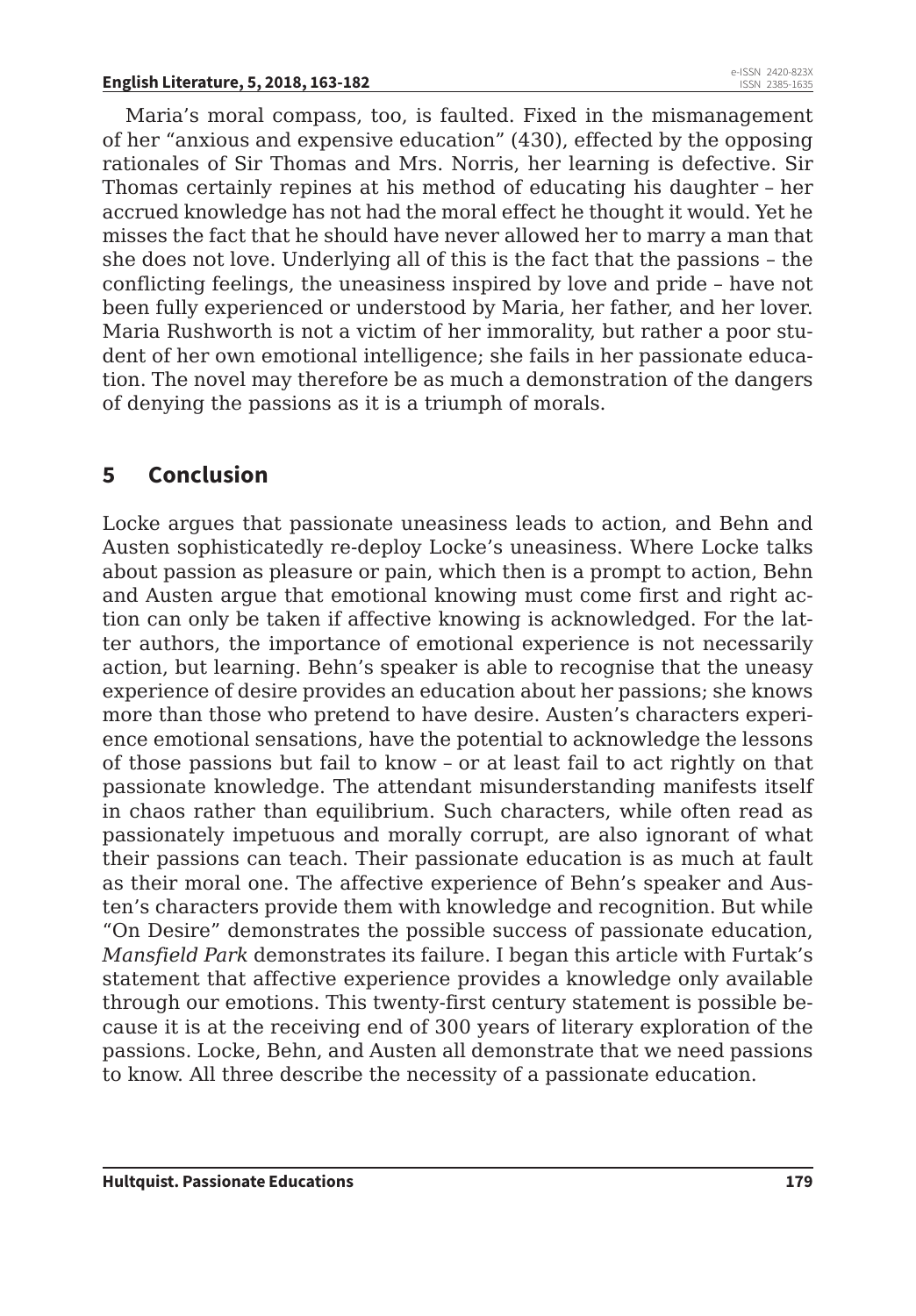Maria's moral compass, too, is faulted. Fixed in the mismanagement of her "anxious and expensive education" (430), effected by the opposing rationales of Sir Thomas and Mrs. Norris, her learning is defective. Sir Thomas certainly repines at his method of educating his daughter – her accrued knowledge has not had the moral effect he thought it would. Yet he misses the fact that he should have never allowed her to marry a man that she does not love. Underlying all of this is the fact that the passions – the conflicting feelings, the uneasiness inspired by love and pride – have not been fully experienced or understood by Maria, her father, and her lover. Maria Rushworth is not a victim of her immorality, but rather a poor student of her own emotional intelligence; she fails in her passionate education. The novel may therefore be as much a demonstration of the dangers of denying the passions as it is a triumph of morals.

## 5 Conclusion

Locke argues that passionate uneasiness leads to action, and Behn and Austen sophisticatedly re-deploy Locke's uneasiness. Where Locke talks about passion as pleasure or pain, which then is a prompt to action, Behn and Austen argue that emotional knowing must come first and right action can only be taken if affective knowing is acknowledged. For the latter authors, the importance of emotional experience is not necessarily action, but learning. Behn's speaker is able to recognise that the uneasy experience of desire provides an education about her passions; she knows more than those who pretend to have desire. Austen's characters experience emotional sensations, have the potential to acknowledge the lessons of those passions but fail to know – or at least fail to act rightly on that passionate knowledge. The attendant misunderstanding manifests itself in chaos rather than equilibrium. Such characters, while often read as passionately impetuous and morally corrupt, are also ignorant of what their passions can teach. Their passionate education is as much at fault as their moral one. The affective experience of Behn's speaker and Austen's characters provide them with knowledge and recognition. But while "On Desire" demonstrates the possible success of passionate education, *Mansfield Park* demonstrates its failure. I began this article with Furtak's statement that affective experience provides a knowledge only available through our emotions. This twenty-first century statement is possible because it is at the receiving end of 300 years of literary exploration of the passions. Locke, Behn, and Austen all demonstrate that we need passions to know. All three describe the necessity of a passionate education.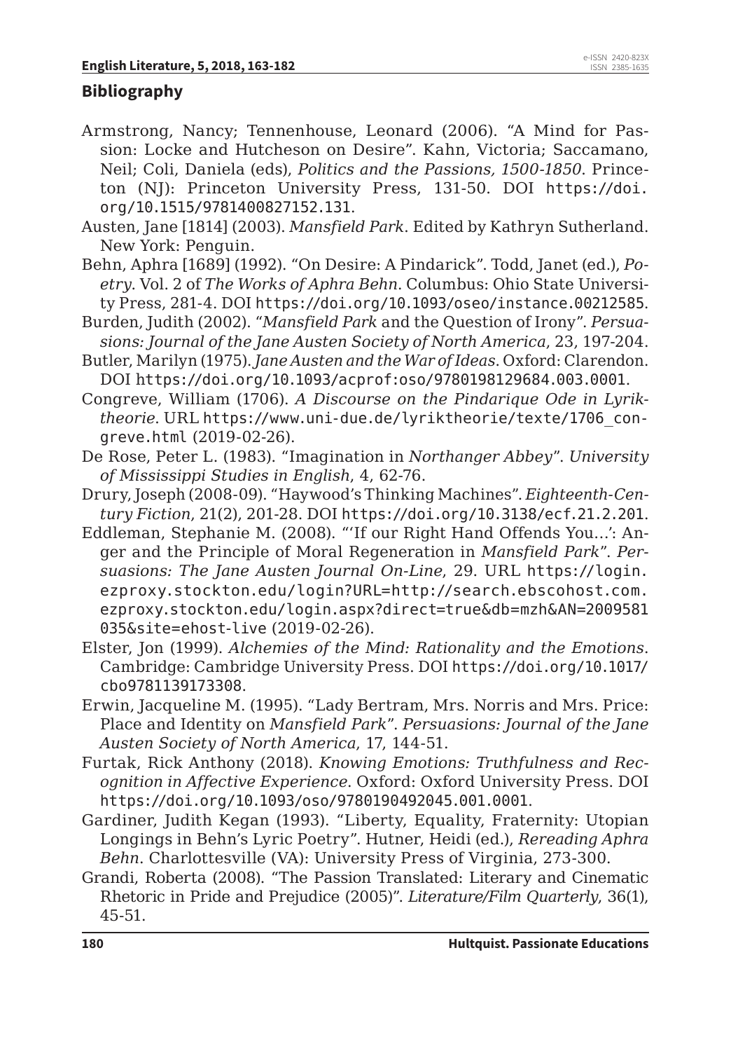## Bibliography

Armstrong, Nancy; Tennenhouse, Leonard (2006). "A Mind for Passion: Locke and Hutcheson on Desire". Kahn, Victoria; Saccamano, Neil; Coli, Daniela (eds), *Politics and the Passions, 1500-1850*. Princeton (NJ): Princeton University Press, 131-50. DOI https://doi.org/10.1515/9781400827152.131.

Austen, Jane [1814] (2003). *Mansfield Park*. Edited by Kathryn Sutherland. New York: Penguin.

Behn, Aphra [1689] (1992). "On Desire: A Pindarick". Todd, Janet (ed.), *Poetry*. Vol. 2 of *The Works of Aphra Behn*. Columbus: Ohio State University Press, 281-4. DOI https://doi.org/10.1093/oseo/instance.00212585.

Burden, Judith (2002). "*Mansfield Park* and the Question of Irony". *Persuasions: Journal of the Jane Austen Society of North America*, 23, 197-204.

Butler, Marilyn (1975). *Jane Austen and the War of Ideas*. Oxford: Clarendon. DOI https://doi.org/10.1093/acprof:oso/9780198129684.003.0001.

Congreve, William (1706). *A Discourse on the Pindarique Ode in Lyriktheorie*. URL https://www.uni-due.de/lyriktheorie/texte/1706_congreve.html (2019-02-26).

De Rose, Peter L. (1983). "Imagination in *Northanger Abbey*". *University of Mississippi Studies in English*, 4, 62-76.

Drury, Joseph (2008-09). "Haywood's Thinking Machines". *Eighteenth-Century Fiction*, 21(2), 201-28. DOI https://doi.org/10.3138/ecf.21.2.201.

Eddleman, Stephanie M. (2008). "'If our Right Hand Offends You…': Anger and the Principle of Moral Regeneration in *Mansfield Park*". *Persuasions: The Jane Austen Journal On-Line*, 29. URL https://login.ezproxy.stockton.edu/login?URL=http://search.ebscohost.com.ezproxy.stockton.edu/login.aspx?direct=true&db=mzh&AN=2009581035&site=ehost-live (2019-02-26).

Elster, Jon (1999). *Alchemies of the Mind: Rationality and the Emotions*. Cambridge: Cambridge University Press. DOI https://doi.org/10.1017/cbo9781139173308.

Erwin, Jacqueline M. (1995). "Lady Bertram, Mrs. Norris and Mrs. Price: Place and Identity on *Mansfield Park*". *Persuasions: Journal of the Jane Austen Society of North America*, 17, 144-51.

Furtak, Rick Anthony (2018). *Knowing Emotions: Truthfulness and Recognition in Affective Experience*. Oxford: Oxford University Press. DOI https://doi.org/10.1093/oso/9780190492045.001.0001.

Gardiner, Judith Kegan (1993). "Liberty, Equality, Fraternity: Utopian Longings in Behn's Lyric Poetry". Hutner, Heidi (ed.), *Rereading Aphra Behn*. Charlottesville (VA): University Press of Virginia, 273-300.

Grandi, Roberta (2008). "The Passion Translated: Literary and Cinematic Rhetoric in Pride and Prejudice (2005)". *Literature/Film Quarterly*, 36(1), 45-51.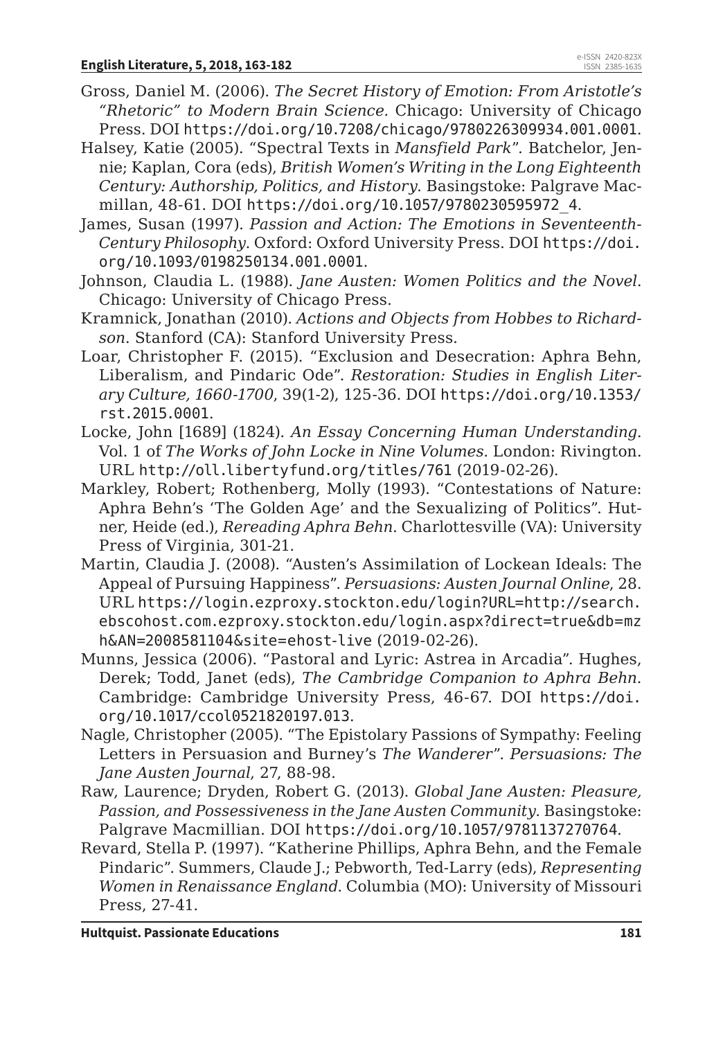Gross, Daniel M. (2006). *The Secret History of Emotion: From Aristotle's "Rhetoric" to Modern Brain Science*. Chicago: University of Chicago Press. DOI https://doi.org/10.7208/chicago/9780226309934.001.0001.

Halsey, Katie (2005). "Spectral Texts in *Mansfield Park*". Batchelor, Jennie; Kaplan, Cora (eds), *British Women's Writing in the Long Eighteenth Century: Authorship, Politics, and History*. Basingstoke: Palgrave Macmillan, 48-61. DOI https://doi.org/10.1057/9780230595972_4.

James, Susan (1997). *Passion and Action: The Emotions in Seventeenth-Century Philosophy*. Oxford: Oxford University Press. DOI https://doi.org/10.1093/0198250134.001.0001.

Johnson, Claudia L. (1988). *Jane Austen: Women Politics and the Novel*. Chicago: University of Chicago Press.

Kramnick, Jonathan (2010). *Actions and Objects from Hobbes to Richardson*. Stanford (CA): Stanford University Press.

Loar, Christopher F. (2015). "Exclusion and Desecration: Aphra Behn, Liberalism, and Pindaric Ode". *Restoration: Studies in English Literary Culture, 1660-1700*, 39(1-2), 125-36. DOI https://doi.org/10.1353/rst.2015.0001.

Locke, John [1689] (1824). *An Essay Concerning Human Understanding*. Vol. 1 of *The Works of John Locke in Nine Volumes*. London: Rivington. URL http://oll.libertyfund.org/titles/761 (2019-02-26).

Markley, Robert; Rothenberg, Molly (1993). "Contestations of Nature: Aphra Behn's 'The Golden Age' and the Sexualizing of Politics". Hutner, Heide (ed.), *Rereading Aphra Behn*. Charlottesville (VA): University Press of Virginia, 301-21.

Martin, Claudia J. (2008). "Austen's Assimilation of Lockean Ideals: The Appeal of Pursuing Happiness". *Persuasions: Austen Journal Online*, 28. URL https://login.ezproxy.stockton.edu/login?URL=http://search.ebscohost.com.ezproxy.stockton.edu/login.aspx?direct=true&db=mzh&AN=2008581104&site=ehost-live (2019-02-26).

Munns, Jessica (2006). "Pastoral and Lyric: Astrea in Arcadia". Hughes, Derek; Todd, Janet (eds), *The Cambridge Companion to Aphra Behn*. Cambridge: Cambridge University Press, 46-67. DOI https://doi.org/10.1017/ccol0521820197.013.

Nagle, Christopher (2005). "The Epistolary Passions of Sympathy: Feeling Letters in Persuasion and Burney's *The Wanderer*". *Persuasions: The Jane Austen Journal*, 27, 88-98.

Raw, Laurence; Dryden, Robert G. (2013). *Global Jane Austen: Pleasure, Passion, and Possessiveness in the Jane Austen Community*. Basingstoke: Palgrave Macmillian. DOI https://doi.org/10.1057/9781137270764.

Revard, Stella P. (1997). "Katherine Phillips, Aphra Behn, and the Female Pindaric". Summers, Claude J.; Pebworth, Ted-Larry (eds), *Representing Women in Renaissance England*. Columbia (MO): University of Missouri Press, 27-41.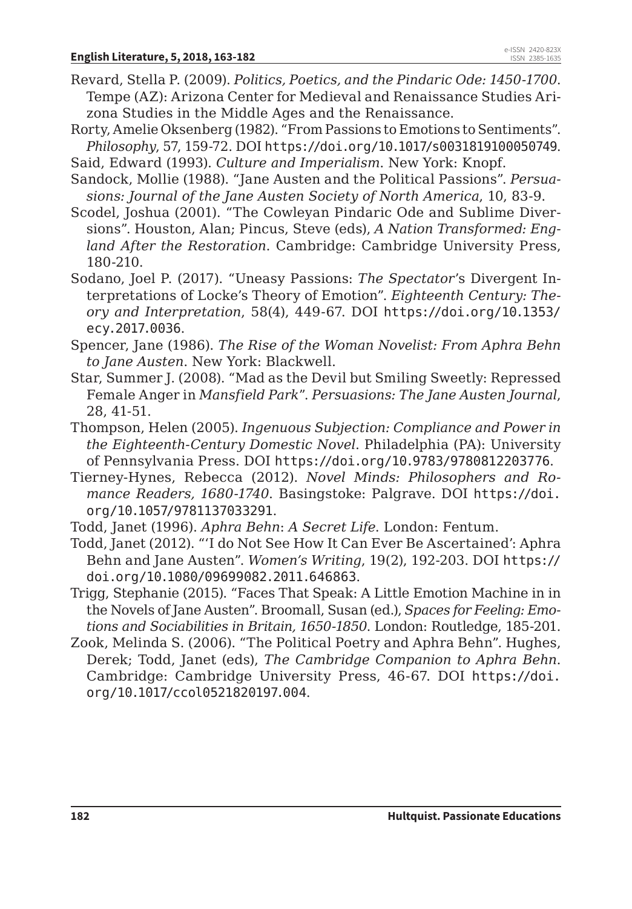Revard, Stella P. (2009). *Politics, Poetics, and the Pindaric Ode: 1450-1700*. Tempe (AZ): Arizona Center for Medieval and Renaissance Studies Arizona Studies in the Middle Ages and the Renaissance.

Rorty, Amelie Oksenberg (1982). "From Passions to Emotions to Sentiments". *Philosophy*, 57, 159-72. DOI https://doi.org/10.1017/s0031819100050749.

Said, Edward (1993). *Culture and Imperialism*. New York: Knopf.

Sandock, Mollie (1988). "Jane Austen and the Political Passions". *Persuasions: Journal of the Jane Austen Society of North America*, 10, 83-9.

Scodel, Joshua (2001). "The Cowleyan Pindaric Ode and Sublime Diversions". Houston, Alan; Pincus, Steve (eds), *A Nation Transformed: England After the Restoration*. Cambridge: Cambridge University Press, 180-210.

Sodano, Joel P. (2017). "Uneasy Passions: *The Spectator*'s Divergent Interpretations of Locke's Theory of Emotion". *Eighteenth Century: Theory and Interpretation*, 58(4), 449-67. DOI https://doi.org/10.1353/ecy.2017.0036.

Spencer, Jane (1986). *The Rise of the Woman Novelist: From Aphra Behn to Jane Austen*. New York: Blackwell.

Star, Summer J. (2008). "Mad as the Devil but Smiling Sweetly: Repressed Female Anger in *Mansfield Park*". *Persuasions: The Jane Austen Journal*, 28, 41-51.

Thompson, Helen (2005). *Ingenuous Subjection: Compliance and Power in the Eighteenth-Century Domestic Novel*. Philadelphia (PA): University of Pennsylvania Press. DOI https://doi.org/10.9783/9780812203776.

Tierney-Hynes, Rebecca (2012). *Novel Minds: Philosophers and Romance Readers, 1680-1740*. Basingstoke: Palgrave. DOI https://doi.org/10.1057/9781137033291.

Todd, Janet (1996). *Aphra Behn*: *A Secret Life*. London: Fentum.

Todd, Janet (2012). "'I do Not See How It Can Ever Be Ascertained': Aphra Behn and Jane Austen". *Women's Writing*, 19(2), 192-203. DOI https://doi.org/10.1080/09699082.2011.646863.

Trigg, Stephanie (2015). "Faces That Speak: A Little Emotion Machine in in the Novels of Jane Austen". Broomall, Susan (ed.), *Spaces for Feeling: Emotions and Sociabilities in Britain, 1650-1850*. London: Routledge, 185-201.

Zook, Melinda S. (2006). "The Political Poetry and Aphra Behn". Hughes, Derek; Todd, Janet (eds), *The Cambridge Companion to Aphra Behn*. Cambridge: Cambridge University Press, 46-67. DOI https://doi.org/10.1017/ccol0521820197.004.